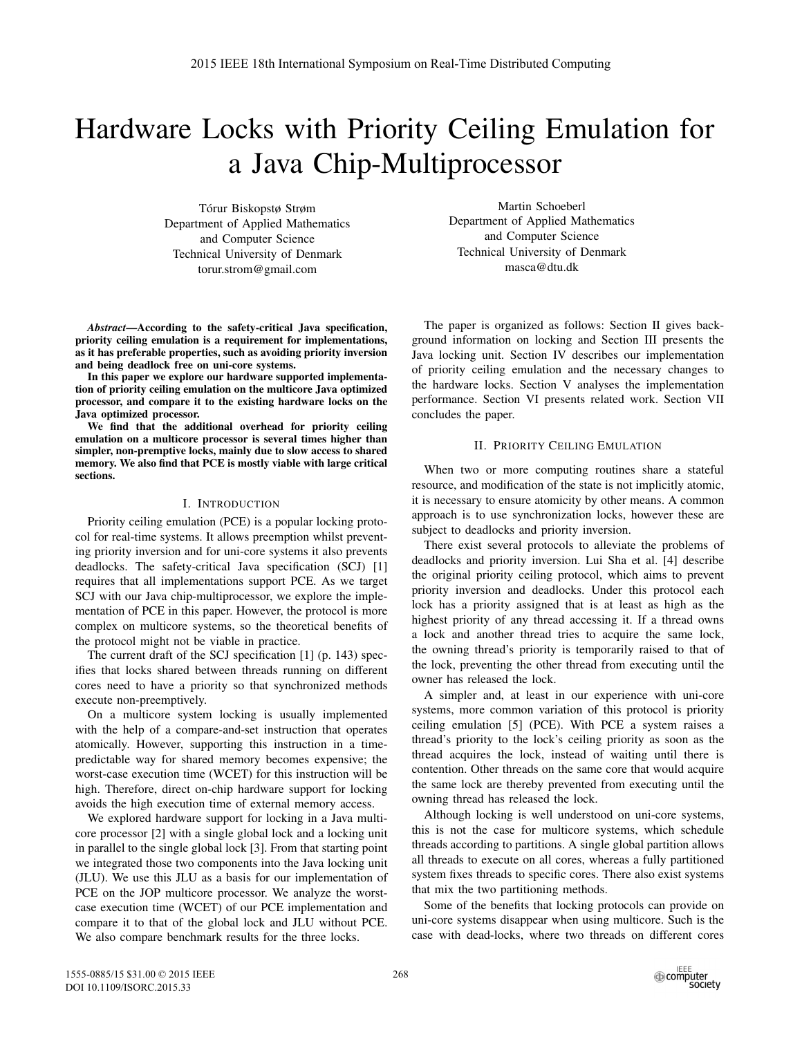# Hardware Locks with Priority Ceiling Emulation for a Java Chip-Multiprocessor

Tórur Biskopstø Strøm
Department of Applied Mathematics and Computer Science
Technical University of Denmark
torur.strom@gmail.com

Martin Schoeberl
Department of Applied Mathematics and Computer Science
Technical University of Denmark
masca@dtu.dk

***Abstract*—According to the safety-critical Java specification, priority ceiling emulation is a requirement for implementations, as it has preferable properties, such as avoiding priority inversion and being deadlock free on uni-core systems.**

**In this paper we explore our hardware supported implementation of priority ceiling emulation on the multicore Java optimized processor, and compare it to the existing hardware locks on the Java optimized processor.**

**We find that the additional overhead for priority ceiling emulation on a multicore processor is several times higher than simpler, non-premptive locks, mainly due to slow access to shared memory. We also find that PCE is mostly viable with large critical sections.**

## I. Introduction

Priority ceiling emulation (PCE) is a popular locking protocol for real-time systems. It allows preemption whilst preventing priority inversion and for uni-core systems it also prevents deadlocks. The safety-critical Java specification (SCJ) [1] requires that all implementations support PCE. As we target SCJ with our Java chip-multiprocessor, we explore the implementation of PCE in this paper. However, the protocol is more complex on multicore systems, so the theoretical benefits of the protocol might not be viable in practice.

The current draft of the SCJ specification [1] (p. 143) specifies that locks shared between threads running on different cores need to have a priority so that synchronized methods execute non-preemptively.

On a multicore system locking is usually implemented with the help of a compare-and-set instruction that operates atomically. However, supporting this instruction in a time-predictable way for shared memory becomes expensive; the worst-case execution time (WCET) for this instruction will be high. Therefore, direct on-chip hardware support for locking avoids the high execution time of external memory access.

We explored hardware support for locking in a Java multicore processor [2] with a single global lock and a locking unit in parallel to the single global lock [3]. From that starting point we integrated those two components into the Java locking unit (JLU). We use this JLU as a basis for our implementation of PCE on the JOP multicore processor. We analyze the worst-case execution time (WCET) of our PCE implementation and compare it to that of the global lock and JLU without PCE. We also compare benchmark results for the three locks.

The paper is organized as follows: Section II gives background information on locking and Section III presents the Java locking unit. Section IV describes our implementation of priority ceiling emulation and the necessary changes to the hardware locks. Section V analyses the implementation performance. Section VI presents related work. Section VII concludes the paper.

## II. Priority Ceiling Emulation

When two or more computing routines share a stateful resource, and modification of the state is not implicitly atomic, it is necessary to ensure atomicity by other means. A common approach is to use synchronization locks, however these are subject to deadlocks and priority inversion.

There exist several protocols to alleviate the problems of deadlocks and priority inversion. Lui Sha et al. [4] describe the original priority ceiling protocol, which aims to prevent priority inversion and deadlocks. Under this protocol each lock has a priority assigned that is at least as high as the highest priority of any thread accessing it. If a thread owns a lock and another thread tries to acquire the same lock, the owning thread's priority is temporarily raised to that of the lock, preventing the other thread from executing until the owner has released the lock.

A simpler and, at least in our experience with uni-core systems, more common variation of this protocol is priority ceiling emulation [5] (PCE). With PCE a system raises a thread's priority to the lock's ceiling priority as soon as the thread acquires the lock, instead of waiting until there is contention. Other threads on the same core that would acquire the same lock are thereby prevented from executing until the owning thread has released the lock.

Although locking is well understood on uni-core systems, this is not the case for multicore systems, which schedule threads according to partitions. A single global partition allows all threads to execute on all cores, whereas a fully partitioned system fixes threads to specific cores. There also exist systems that mix the two partitioning methods.

Some of the benefits that locking protocols can provide on uni-core systems disappear when using multicore. Such is the case with dead-locks, where two threads on different cores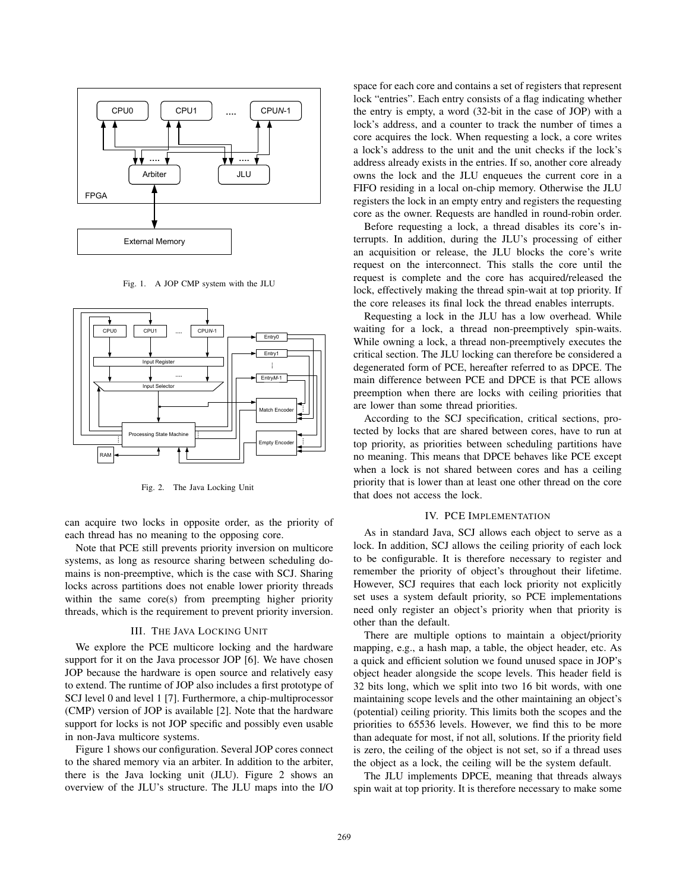Fig. 1. A JOP CMP system with the JLU

Fig. 2. The Java Locking Unit

can acquire two locks in opposite order, as the priority of each thread has no meaning to the opposing core.

Note that PCE still prevents priority inversion on multicore systems, as long as resource sharing between scheduling domains is non-preemptive, which is the case with SCJ. Sharing locks across partitions does not enable lower priority threads within the same core(s) from preempting higher priority threads, which is the requirement to prevent priority inversion.

## III. The Java Locking Unit

We explore the PCE multicore locking and the hardware support for it on the Java processor JOP [6]. We have chosen JOP because the hardware is open source and relatively easy to extend. The runtime of JOP also includes a first prototype of SCJ level 0 and level 1 [7]. Furthermore, a chip-multiprocessor (CMP) version of JOP is available [2]. Note that the hardware support for locks is not JOP specific and possibly even usable in non-Java multicore systems.

Figure 1 shows our configuration. Several JOP cores connect to the shared memory via an arbiter. In addition to the arbiter, there is the Java locking unit (JLU). Figure 2 shows an overview of the JLU's structure. The JLU maps into the I/O space for each core and contains a set of registers that represent lock "entries". Each entry consists of a flag indicating whether the entry is empty, a word (32-bit in the case of JOP) with a lock's address, and a counter to track the number of times a core acquires the lock. When requesting a lock, a core writes a lock's address to the unit and the unit checks if the lock's address already exists in the entries. If so, another core already owns the lock and the JLU enqueues the current core in a FIFO residing in a local on-chip memory. Otherwise the JLU registers the lock in an empty entry and registers the requesting core as the owner. Requests are handled in round-robin order.

Before requesting a lock, a thread disables its core's interrupts. In addition, during the JLU's processing of either an acquisition or release, the JLU blocks the core's write request on the interconnect. This stalls the core until the request is complete and the core has acquired/released the lock, effectively making the thread spin-wait at top priority. If the core releases its final lock the thread enables interrupts.

Requesting a lock in the JLU has a low overhead. While waiting for a lock, a thread non-preemptively spin-waits. While owning a lock, a thread non-preemptively executes the critical section. The JLU locking can therefore be considered a degenerated form of PCE, hereafter referred to as DPCE. The main difference between PCE and DPCE is that PCE allows preemption when there are locks with ceiling priorities that are lower than some thread priorities.

According to the SCJ specification, critical sections, protected by locks that are shared between cores, have to run at top priority, as priorities between scheduling partitions have no meaning. This means that DPCE behaves like PCE except when a lock is not shared between cores and has a ceiling priority that is lower than at least one other thread on the core that does not access the lock.

## IV. PCE Implementation

As in standard Java, SCJ allows each object to serve as a lock. In addition, SCJ allows the ceiling priority of each lock to be configurable. It is therefore necessary to register and remember the priority of object's throughout their lifetime. However, SCJ requires that each lock priority not explicitly set uses a system default priority, so PCE implementations need only register an object's priority when that priority is other than the default.

There are multiple options to maintain a object/priority mapping, e.g., a hash map, a table, the object header, etc. As a quick and efficient solution we found unused space in JOP's object header alongside the scope levels. This header field is 32 bits long, which we split into two 16 bit words, with one maintaining scope levels and the other maintaining an object's (potential) ceiling priority. This limits both the scopes and the priorities to 65536 levels. However, we find this to be more than adequate for most, if not all, solutions. If the priority field is zero, the ceiling of the object is not set, so if a thread uses the object as a lock, the ceiling will be the system default.

The JLU implements DPCE, meaning that threads always spin wait at top priority. It is therefore necessary to make some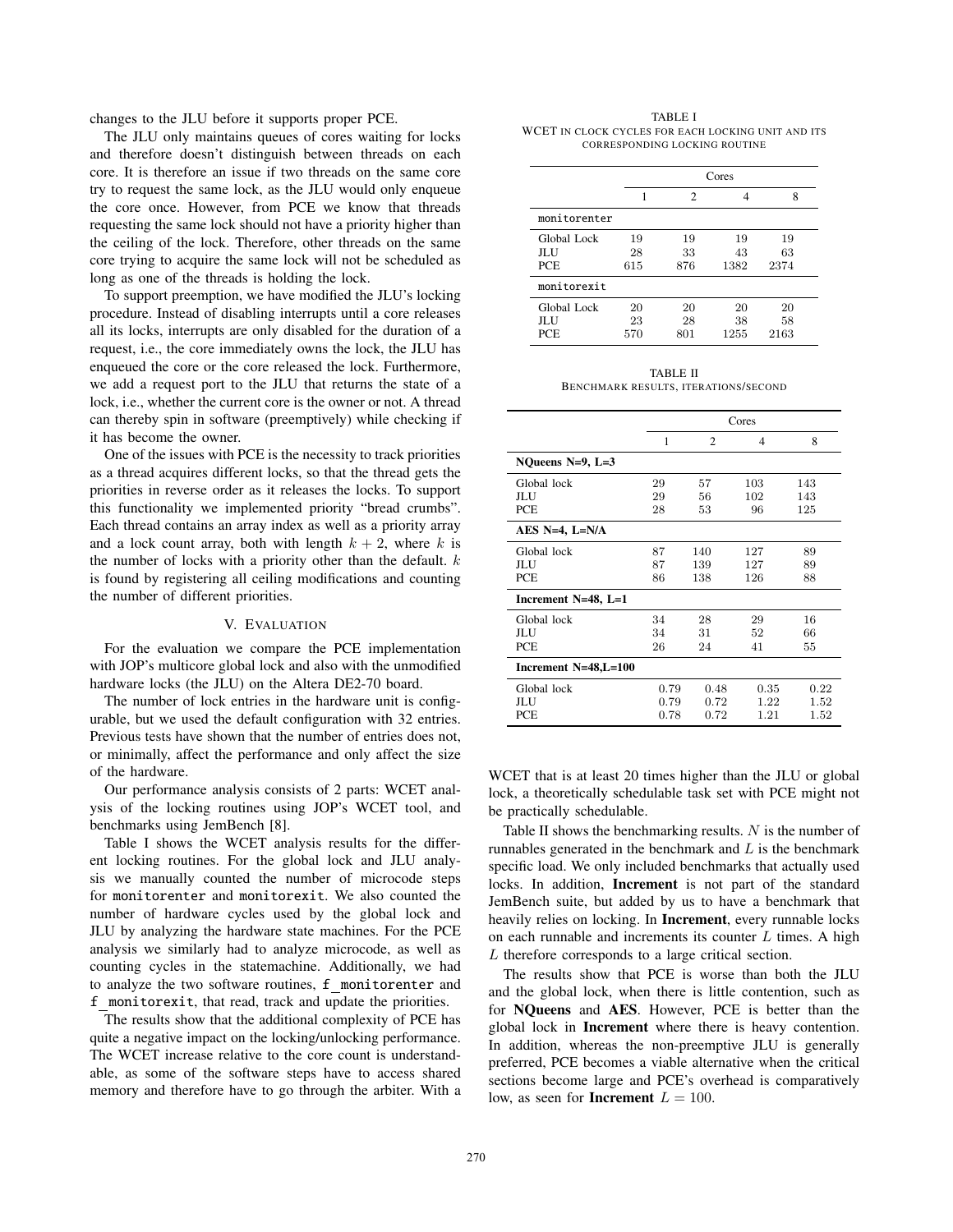changes to the JLU before it supports proper PCE.

The JLU only maintains queues of cores waiting for locks and therefore doesn't distinguish between threads on each core. It is therefore an issue if two threads on the same core try to request the same lock, as the JLU would only enqueue the core once. However, from PCE we know that threads requesting the same lock should not have a priority higher than the ceiling of the lock. Therefore, other threads on the same core trying to acquire the same lock will not be scheduled as long as one of the threads is holding the lock.

To support preemption, we have modified the JLU's locking procedure. Instead of disabling interrupts until a core releases all its locks, interrupts are only disabled for the duration of a request, i.e., the core immediately owns the lock, the JLU has enqueued the core or the core released the lock. Furthermore, we add a request port to the JLU that returns the state of a lock, i.e., whether the current core is the owner or not. A thread can thereby spin in software (preemptively) while checking if it has become the owner.

One of the issues with PCE is the necessity to track priorities as a thread acquires different locks, so that the thread gets the priorities in reverse order as it releases the locks. To support this functionality we implemented priority "bread crumbs". Each thread contains an array index as well as a priority array and a lock count array, both with length $k + 2$, where $k$ is the number of locks with a priority other than the default. $k$ is found by registering all ceiling modifications and counting the number of different priorities.

## V. Evaluation

For the evaluation we compare the PCE implementation with JOP's multicore global lock and also with the unmodified hardware locks (the JLU) on the Altera DE2-70 board.

The number of lock entries in the hardware unit is configurable, but we used the default configuration with 32 entries. Previous tests have shown that the number of entries does not, or minimally, affect the performance and only affect the size of the hardware.

Our performance analysis consists of 2 parts: WCET analysis of the locking routines using JOP's WCET tool, and benchmarks using JemBench [8].

Table I shows the WCET analysis results for the different locking routines. For the global lock and JLU analysis we manually counted the number of microcode steps for `monitorenter` and `monitorexit`. We also counted the number of hardware cycles used by the global lock and JLU by analyzing the hardware state machines. For the PCE analysis we similarly had to analyze microcode, as well as counting cycles in the statemachine. Additionally, we had to analyze the two software routines, `f_monitorenter` and `f_monitorexit`, that read, track and update the priorities.

The results show that the additional complexity of PCE has quite a negative impact on the locking/unlocking performance. The WCET increase relative to the core count is understandable, as some of the software steps have to access shared memory and therefore have to go through the arbiter. With a WCET that is at least 20 times higher than the JLU or global lock, a theoretically schedulable task set with PCE might not be practically schedulable.

TABLE I
WCET in clock cycles for each locking unit and its corresponding locking routine

| | Cores | | | |
|---|---|---|---|---|
| | 1 | 2 | 4 | 8 |
| `monitorenter` | | | | |
| Global Lock | 19 | 19 | 19 | 19 |
| JLU | 28 | 33 | 43 | 63 |
| PCE | 615 | 876 | 1382 | 2374 |
| `monitorexit` | | | | |
| Global Lock | 20 | 20 | 20 | 20 |
| JLU | 23 | 28 | 38 | 58 |
| PCE | 570 | 801 | 1255 | 2163 |

TABLE II
Benchmark results, iterations/second

| | Cores | | | |
|---|---|---|---|---|
| | 1 | 2 | 4 | 8 |
| **NQueens N=9, L=3** | | | | |
| Global lock | 29 | 57 | 103 | 143 |
| JLU | 29 | 56 | 102 | 143 |
| PCE | 28 | 53 | 96 | 125 |
| **AES N=4, L=N/A** | | | | |
| Global lock | 87 | 140 | 127 | 89 |
| JLU | 87 | 139 | 127 | 89 |
| PCE | 86 | 138 | 126 | 88 |
| **Increment N=48, L=1** | | | | |
| Global lock | 34 | 28 | 29 | 16 |
| JLU | 34 | 31 | 52 | 66 |
| PCE | 26 | 24 | 41 | 55 |
| **Increment N=48,L=100** | | | | |
| Global lock | 0.79 | 0.48 | 0.35 | 0.22 |
| JLU | 0.79 | 0.72 | 1.22 | 1.52 |
| PCE | 0.78 | 0.72 | 1.21 | 1.52 |

Table II shows the benchmarking results. $N$ is the number of runnables generated in the benchmark and $L$ is the benchmark specific load. We only included benchmarks that actually used locks. In addition, **Increment** is not part of the standard JemBench suite, but added by us to have a benchmark that heavily relies on locking. In **Increment**, every runnable locks on each runnable and increments its counter $L$ times. A high $L$ therefore corresponds to a large critical section.

The results show that PCE is worse than both the JLU and the global lock, when there is little contention, such as for **NQueens** and **AES**. However, PCE is better than the global lock in **Increment** where there is heavy contention. In addition, whereas the non-preemptive JLU is generally preferred, PCE becomes a viable alternative when the critical sections become large and PCE's overhead is comparatively low, as seen for **Increment** $L = 100$.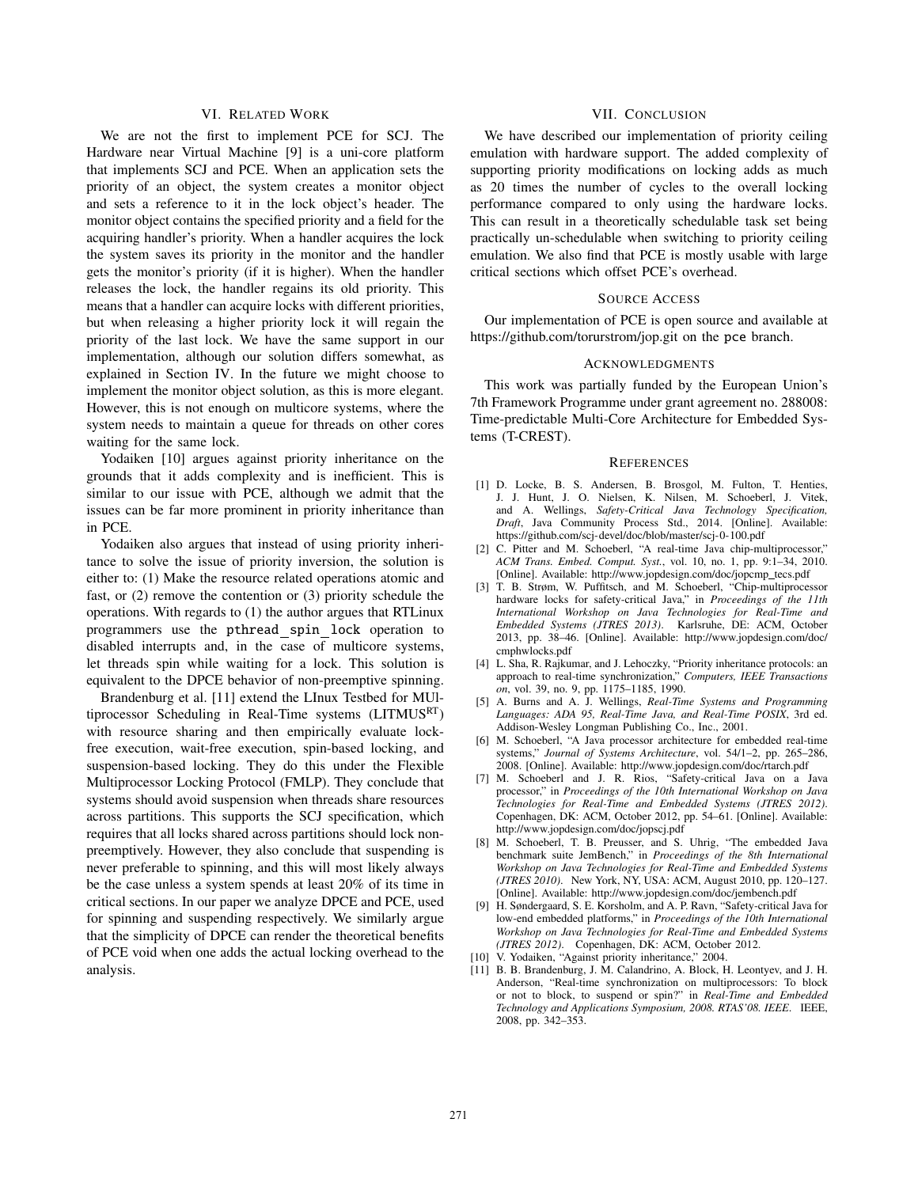## VI. Related Work

We are not the first to implement PCE for SCJ. The Hardware near Virtual Machine [9] is a uni-core platform that implements SCJ and PCE. When an application sets the priority of an object, the system creates a monitor object and sets a reference to it in the lock object's header. The monitor object contains the specified priority and a field for the acquiring handler's priority. When a handler acquires the lock the system saves its priority in the monitor and the handler gets the monitor's priority (if it is higher). When the handler releases the lock, the handler regains its old priority. This means that a handler can acquire locks with different priorities, but when releasing a higher priority lock it will regain the priority of the last lock. We have the same support in our implementation, although our solution differs somewhat, as explained in Section IV. In the future we might choose to implement the monitor object solution, as this is more elegant. However, this is not enough on multicore systems, where the system needs to maintain a queue for threads on other cores waiting for the same lock.

Yodaiken [10] argues against priority inheritance on the grounds that it adds complexity and is inefficient. This is similar to our issue with PCE, although we admit that the issues can be far more prominent in priority inheritance than in PCE.

Yodaiken also argues that instead of using priority inheritance to solve the issue of priority inversion, the solution is either to: (1) Make the resource related operations atomic and fast, or (2) remove the contention or (3) priority schedule the operations. With regards to (1) the author argues that RTLinux programmers use the `pthread_spin_lock` operation to disabled interrupts and, in the case of multicore systems, let threads spin while waiting for a lock. This solution is equivalent to the DPCE behavior of non-preemptive spinning.

Brandenburg et al. [11] extend the LInux Testbed for MUltiprocessor Scheduling in Real-Time systems (LITMUS$^{RT}$) with resource sharing and then empirically evaluate lock-free execution, wait-free execution, spin-based locking, and suspension-based locking. They do this under the Flexible Multiprocessor Locking Protocol (FMLP). They conclude that systems should avoid suspension when threads share resources across partitions. This supports the SCJ specification, which requires that all locks shared across partitions should lock non-preemptively. However, they also conclude that suspending is never preferable to spinning, and this will most likely always be the case unless a system spends at least 20% of its time in critical sections. In our paper we analyze DPCE and PCE, used for spinning and suspending respectively. We similarly argue that the simplicity of DPCE can render the theoretical benefits of PCE void when one adds the actual locking overhead to the analysis.

## VII. Conclusion

We have described our implementation of priority ceiling emulation with hardware support. The added complexity of supporting priority modifications on locking adds as much as 20 times the number of cycles to the overall locking performance compared to only using the hardware locks. This can result in a theoretically schedulable task set being practically un-schedulable when switching to priority ceiling emulation. We also find that PCE is mostly usable with large critical sections which offset PCE's overhead.

### Source Access

Our implementation of PCE is open source and available at https://github.com/torurstrom/jop.git on the `pce` branch.

### Acknowledgments

This work was partially funded by the European Union's 7th Framework Programme under grant agreement no. 288008: Time-predictable Multi-Core Architecture for Embedded Systems (T-CREST).

### References

[1] D. Locke, B. S. Andersen, B. Brosgol, M. Fulton, T. Henties, J. J. Hunt, J. O. Nielsen, K. Nilsen, M. Schoeberl, J. Vitek, and A. Wellings, *Safety-Critical Java Technology Specification, Draft*, Java Community Process Std., 2014. [Online]. Available: https://github.com/scj-devel/doc/blob/master/scj-0-100.pdf

[2] C. Pitter and M. Schoeberl, "A real-time Java chip-multiprocessor," *ACM Trans. Embed. Comput. Syst.*, vol. 10, no. 1, pp. 9:1–34, 2010. [Online]. Available: http://www.jopdesign.com/doc/jopcmp_tecs.pdf

[3] T. B. Strøm, W. Puffitsch, and M. Schoeberl, "Chip-multiprocessor hardware locks for safety-critical Java," in *Proceedings of the 11th International Workshop on Java Technologies for Real-Time and Embedded Systems (JTRES 2013)*. Karlsruhe, DE: ACM, October 2013, pp. 38–46. [Online]. Available: http://www.jopdesign.com/doc/cmphwlocks.pdf

[4] L. Sha, R. Rajkumar, and J. Lehoczky, "Priority inheritance protocols: an approach to real-time synchronization," *Computers, IEEE Transactions on*, vol. 39, no. 9, pp. 1175–1185, 1990.

[5] A. Burns and A. J. Wellings, *Real-Time Systems and Programming Languages: ADA 95, Real-Time Java, and Real-Time POSIX*, 3rd ed. Addison-Wesley Longman Publishing Co., Inc., 2001.

[6] M. Schoeberl, "A Java processor architecture for embedded real-time systems," *Journal of Systems Architecture*, vol. 54/1–2, pp. 265–286, 2008. [Online]. Available: http://www.jopdesign.com/doc/rtarch.pdf

[7] M. Schoeberl and J. R. Rios, "Safety-critical Java on a Java processor," in *Proceedings of the 10th International Workshop on Java Technologies for Real-Time and Embedded Systems (JTRES 2012)*. Copenhagen, DK: ACM, October 2012, pp. 54–61. [Online]. Available: http://www.jopdesign.com/doc/jopscj.pdf

[8] M. Schoeberl, T. B. Preusser, and S. Uhrig, "The embedded Java benchmark suite JemBench," in *Proceedings of the 8th International Workshop on Java Technologies for Real-Time and Embedded Systems (JTRES 2010)*. New York, NY, USA: ACM, August 2010, pp. 120–127. [Online]. Available: http://www.jopdesign.com/doc/jembench.pdf

[9] H. Søndergaard, S. E. Korsholm, and A. P. Ravn, "Safety-critical Java for low-end embedded platforms," in *Proceedings of the 10th International Workshop on Java Technologies for Real-Time and Embedded Systems (JTRES 2012)*. Copenhagen, DK: ACM, October 2012.

[10] V. Yodaiken, "Against priority inheritance," 2004.

[11] B. B. Brandenburg, J. M. Calandrino, A. Block, H. Leontyev, and J. H. Anderson, "Real-time synchronization on multiprocessors: To block or not to block, to suspend or spin?" in *Real-Time and Embedded Technology and Applications Symposium, 2008. RTAS'08. IEEE*. IEEE, 2008, pp. 342–353.